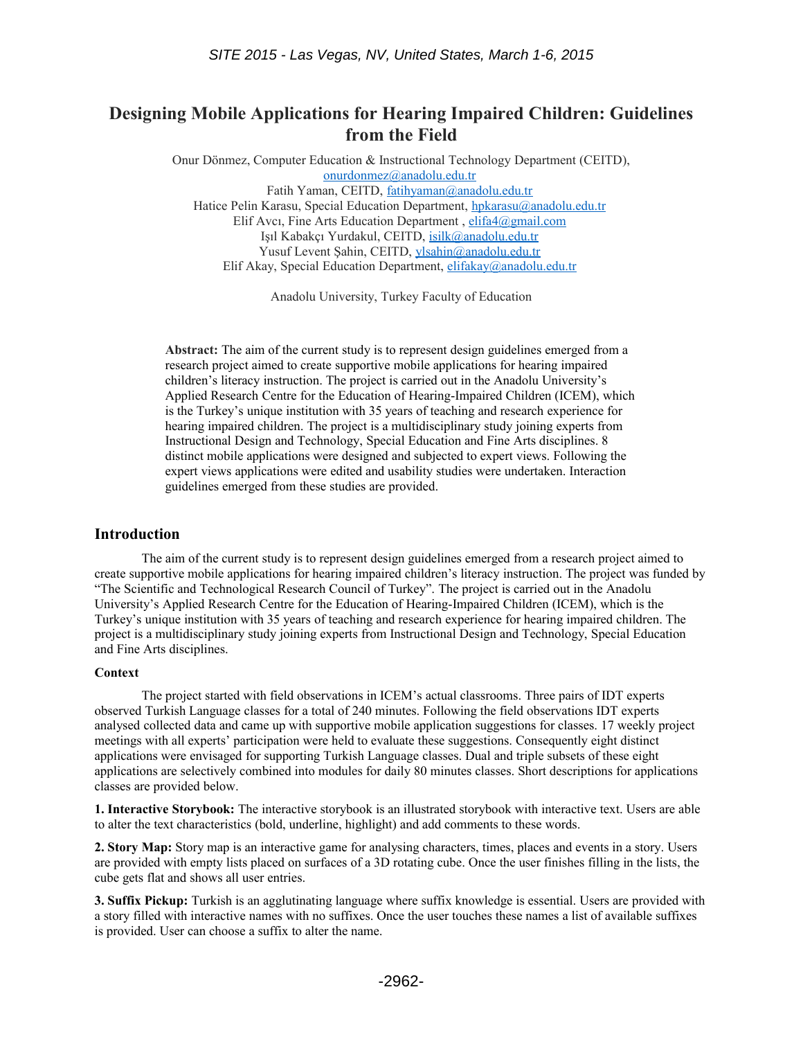# Designing Mobile Applications for Hearing Impaired Children: Guidelines from the Field

Onur Dönmez, Computer Education & Instructional Technology Department (CEITD), onurdonmez@anadolu.edu.tr
Fatih Yaman, CEITD, fatihyaman@anadolu.edu.tr
Hatice Pelin Karasu, Special Education Department, hpkarasu@anadolu.edu.tr
Elif Avcı, Fine Arts Education Department , elifa4@gmail.com
Işıl Kabakçı Yurdakul, CEITD, isilk@anadolu.edu.tr
Yusuf Levent Şahin, CEITD, ylsahin@anadolu.edu.tr
Elif Akay, Special Education Department, elifakay@anadolu.edu.tr

Anadolu University, Turkey Faculty of Education

**Abstract:** The aim of the current study is to represent design guidelines emerged from a research project aimed to create supportive mobile applications for hearing impaired children's literacy instruction. The project is carried out in the Anadolu University's Applied Research Centre for the Education of Hearing-Impaired Children (ICEM), which is the Turkey's unique institution with 35 years of teaching and research experience for hearing impaired children. The project is a multidisciplinary study joining experts from Instructional Design and Technology, Special Education and Fine Arts disciplines. 8 distinct mobile applications were designed and subjected to expert views. Following the expert views applications were edited and usability studies were undertaken. Interaction guidelines emerged from these studies are provided.

## Introduction

The aim of the current study is to represent design guidelines emerged from a research project aimed to create supportive mobile applications for hearing impaired children's literacy instruction. The project was funded by "The Scientific and Technological Research Council of Turkey". The project is carried out in the Anadolu University's Applied Research Centre for the Education of Hearing-Impaired Children (ICEM), which is the Turkey's unique institution with 35 years of teaching and research experience for hearing impaired children. The project is a multidisciplinary study joining experts from Instructional Design and Technology, Special Education and Fine Arts disciplines.

### Context

The project started with field observations in ICEM's actual classrooms. Three pairs of IDT experts observed Turkish Language classes for a total of 240 minutes. Following the field observations IDT experts analysed collected data and came up with supportive mobile application suggestions for classes. 17 weekly project meetings with all experts' participation were held to evaluate these suggestions. Consequently eight distinct applications were envisaged for supporting Turkish Language classes. Dual and triple subsets of these eight applications are selectively combined into modules for daily 80 minutes classes. Short descriptions for applications classes are provided below.

**1. Interactive Storybook:** The interactive storybook is an illustrated storybook with interactive text. Users are able to alter the text characteristics (bold, underline, highlight) and add comments to these words.

**2. Story Map:** Story map is an interactive game for analysing characters, times, places and events in a story. Users are provided with empty lists placed on surfaces of a 3D rotating cube. Once the user finishes filling in the lists, the cube gets flat and shows all user entries.

**3. Suffix Pickup:** Turkish is an agglutinating language where suffix knowledge is essential. Users are provided with a story filled with interactive names with no suffixes. Once the user touches these names a list of available suffixes is provided. User can choose a suffix to alter the name.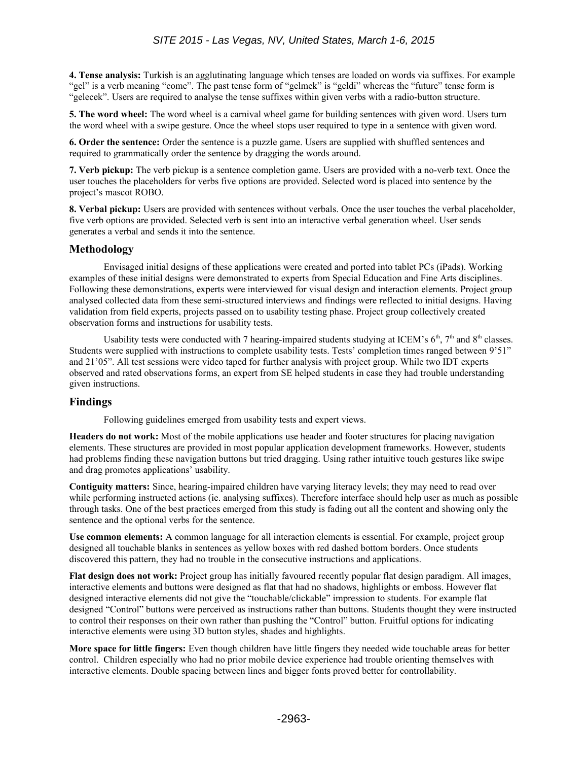**4. Tense analysis:** Turkish is an agglutinating language which tenses are loaded on words via suffixes. For example "gel" is a verb meaning "come". The past tense form of "gelmek" is "geldi" whereas the "future" tense form is "gelecek". Users are required to analyse the tense suffixes within given verbs with a radio-button structure.

**5. The word wheel:** The word wheel is a carnival wheel game for building sentences with given word. Users turn the word wheel with a swipe gesture. Once the wheel stops user required to type in a sentence with given word.

**6. Order the sentence:** Order the sentence is a puzzle game. Users are supplied with shuffled sentences and required to grammatically order the sentence by dragging the words around.

**7. Verb pickup:** The verb pickup is a sentence completion game. Users are provided with a no-verb text. Once the user touches the placeholders for verbs five options are provided. Selected word is placed into sentence by the project's mascot ROBO.

**8. Verbal pickup:** Users are provided with sentences without verbals. Once the user touches the verbal placeholder, five verb options are provided. Selected verb is sent into an interactive verbal generation wheel. User sends generates a verbal and sends it into the sentence.

## Methodology

Envisaged initial designs of these applications were created and ported into tablet PCs (iPads). Working examples of these initial designs were demonstrated to experts from Special Education and Fine Arts disciplines. Following these demonstrations, experts were interviewed for visual design and interaction elements. Project group analysed collected data from these semi-structured interviews and findings were reflected to initial designs. Having validation from field experts, projects passed on to usability testing phase. Project group collectively created observation forms and instructions for usability tests.

Usability tests were conducted with 7 hearing-impaired students studying at ICEM's 6th, 7th and 8th classes. Students were supplied with instructions to complete usability tests. Tests' completion times ranged between 9'51" and 21'05". All test sessions were video taped for further analysis with project group. While two IDT experts observed and rated observations forms, an expert from SE helped students in case they had trouble understanding given instructions.

## Findings

Following guidelines emerged from usability tests and expert views.

**Headers do not work:** Most of the mobile applications use header and footer structures for placing navigation elements. These structures are provided in most popular application development frameworks. However, students had problems finding these navigation buttons but tried dragging. Using rather intuitive touch gestures like swipe and drag promotes applications' usability.

**Contiguity matters:** Since, hearing-impaired children have varying literacy levels; they may need to read over while performing instructed actions (ie. analysing suffixes). Therefore interface should help user as much as possible through tasks. One of the best practices emerged from this study is fading out all the content and showing only the sentence and the optional verbs for the sentence.

**Use common elements:** A common language for all interaction elements is essential. For example, project group designed all touchable blanks in sentences as yellow boxes with red dashed bottom borders. Once students discovered this pattern, they had no trouble in the consecutive instructions and applications.

**Flat design does not work:** Project group has initially favoured recently popular flat design paradigm. All images, interactive elements and buttons were designed as flat that had no shadows, highlights or emboss. However flat designed interactive elements did not give the "touchable/clickable" impression to students. For example flat designed "Control" buttons were perceived as instructions rather than buttons. Students thought they were instructed to control their responses on their own rather than pushing the "Control" button. Fruitful options for indicating interactive elements were using 3D button styles, shades and highlights.

**More space for little fingers:** Even though children have little fingers they needed wide touchable areas for better control. Children especially who had no prior mobile device experience had trouble orienting themselves with interactive elements. Double spacing between lines and bigger fonts proved better for controllability.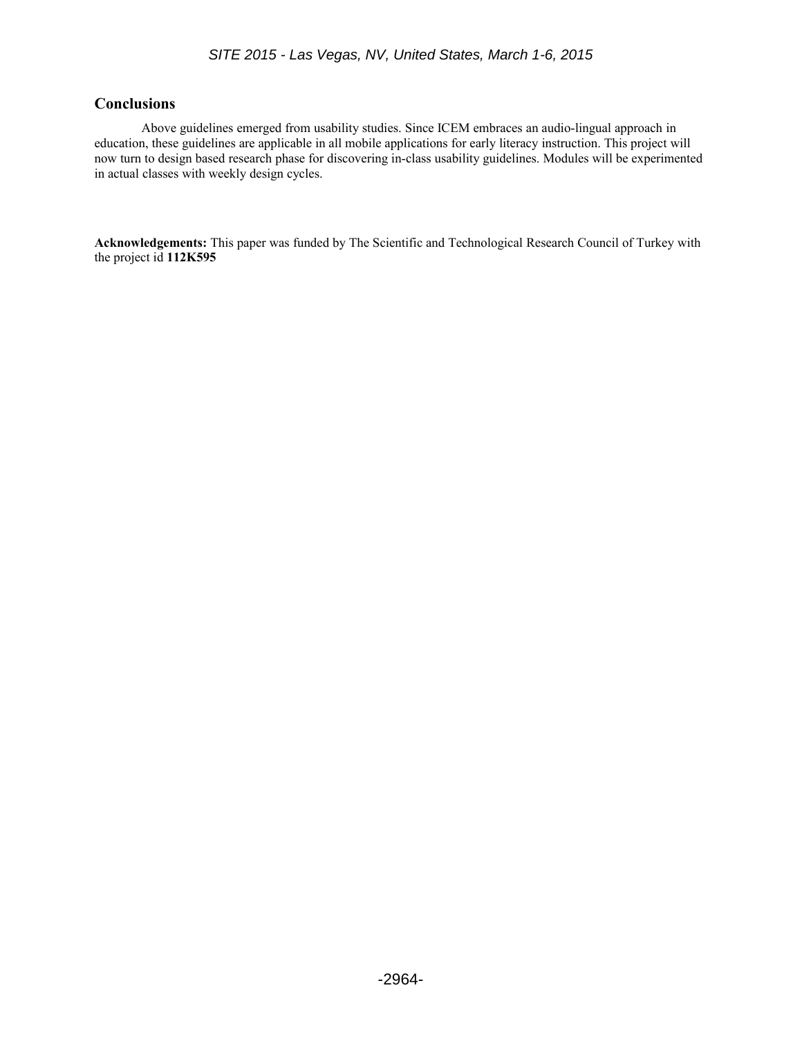## Conclusions

Above guidelines emerged from usability studies. Since ICEM embraces an audio-lingual approach in education, these guidelines are applicable in all mobile applications for early literacy instruction. This project will now turn to design based research phase for discovering in-class usability guidelines. Modules will be experimented in actual classes with weekly design cycles.

**Acknowledgements:** This paper was funded by The Scientific and Technological Research Council of Turkey with the project id **112K595**